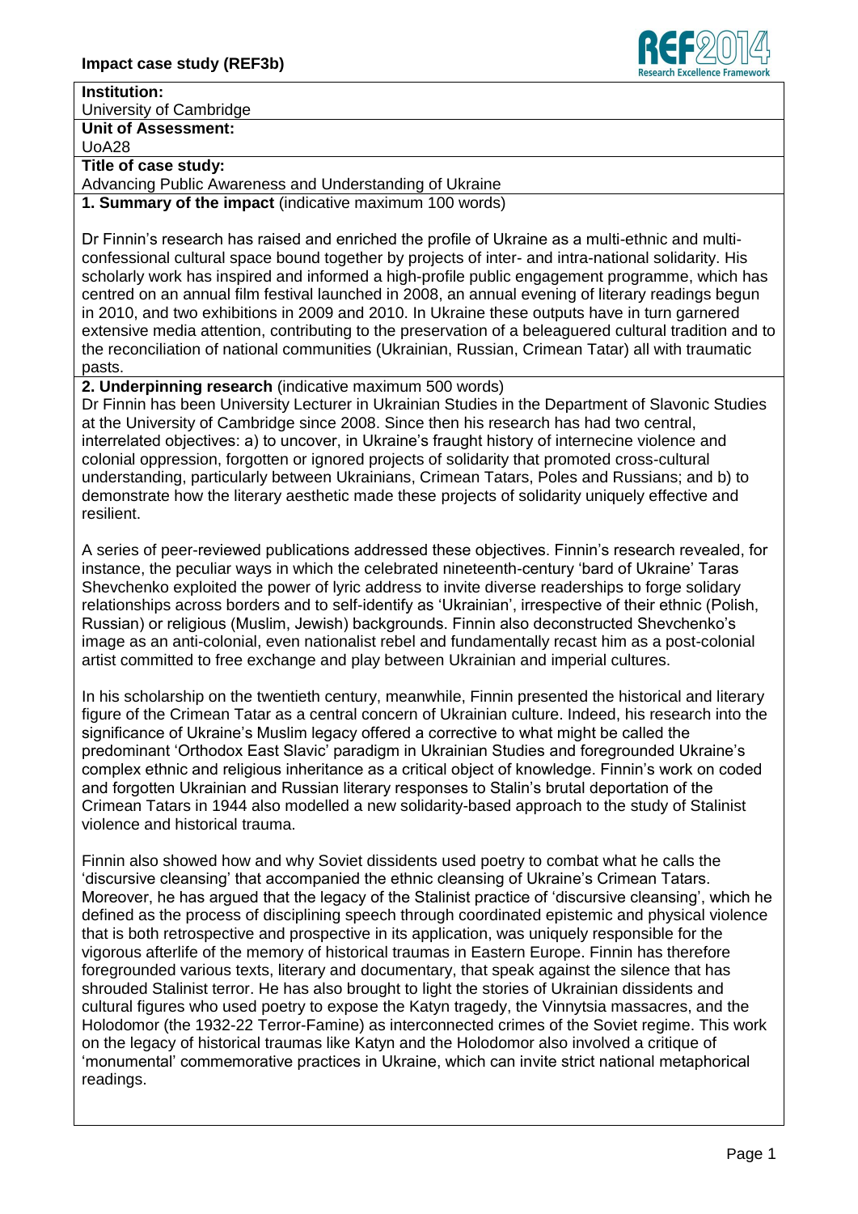**Impact case study (REF3b)**

**Institution:**
University of Cambridge

**Unit of Assessment:**
UoA28

**Title of case study:**
Advancing Public Awareness and Understanding of Ukraine

**1. Summary of the impact** (indicative maximum 100 words)

Dr Finnin's research has raised and enriched the profile of Ukraine as a multi-ethnic and multi-confessional cultural space bound together by projects of inter- and intra-national solidarity. His scholarly work has inspired and informed a high-profile public engagement programme, which has centred on an annual film festival launched in 2008, an annual evening of literary readings begun in 2010, and two exhibitions in 2009 and 2010. In Ukraine these outputs have in turn garnered extensive media attention, contributing to the preservation of a beleaguered cultural tradition and to the reconciliation of national communities (Ukrainian, Russian, Crimean Tatar) all with traumatic pasts.

**2. Underpinning research** (indicative maximum 500 words)

Dr Finnin has been University Lecturer in Ukrainian Studies in the Department of Slavonic Studies at the University of Cambridge since 2008. Since then his research has had two central, interrelated objectives: a) to uncover, in Ukraine's fraught history of internecine violence and colonial oppression, forgotten or ignored projects of solidarity that promoted cross-cultural understanding, particularly between Ukrainians, Crimean Tatars, Poles and Russians; and b) to demonstrate how the literary aesthetic made these projects of solidarity uniquely effective and resilient.

A series of peer-reviewed publications addressed these objectives. Finnin's research revealed, for instance, the peculiar ways in which the celebrated nineteenth-century 'bard of Ukraine' Taras Shevchenko exploited the power of lyric address to invite diverse readerships to forge solidary relationships across borders and to self-identify as 'Ukrainian', irrespective of their ethnic (Polish, Russian) or religious (Muslim, Jewish) backgrounds. Finnin also deconstructed Shevchenko's image as an anti-colonial, even nationalist rebel and fundamentally recast him as a post-colonial artist committed to free exchange and play between Ukrainian and imperial cultures.

In his scholarship on the twentieth century, meanwhile, Finnin presented the historical and literary figure of the Crimean Tatar as a central concern of Ukrainian culture. Indeed, his research into the significance of Ukraine's Muslim legacy offered a corrective to what might be called the predominant 'Orthodox East Slavic' paradigm in Ukrainian Studies and foregrounded Ukraine's complex ethnic and religious inheritance as a critical object of knowledge. Finnin's work on coded and forgotten Ukrainian and Russian literary responses to Stalin's brutal deportation of the Crimean Tatars in 1944 also modelled a new solidarity-based approach to the study of Stalinist violence and historical trauma.

Finnin also showed how and why Soviet dissidents used poetry to combat what he calls the 'discursive cleansing' that accompanied the ethnic cleansing of Ukraine's Crimean Tatars. Moreover, he has argued that the legacy of the Stalinist practice of 'discursive cleansing', which he defined as the process of disciplining speech through coordinated epistemic and physical violence that is both retrospective and prospective in its application, was uniquely responsible for the vigorous afterlife of the memory of historical traumas in Eastern Europe. Finnin has therefore foregrounded various texts, literary and documentary, that speak against the silence that has shrouded Stalinist terror. He has also brought to light the stories of Ukrainian dissidents and cultural figures who used poetry to expose the Katyn tragedy, the Vinnytsia massacres, and the Holodomor (the 1932-22 Terror-Famine) as interconnected crimes of the Soviet regime. This work on the legacy of historical traumas like Katyn and the Holodomor also involved a critique of 'monumental' commemorative practices in Ukraine, which can invite strict national metaphorical readings.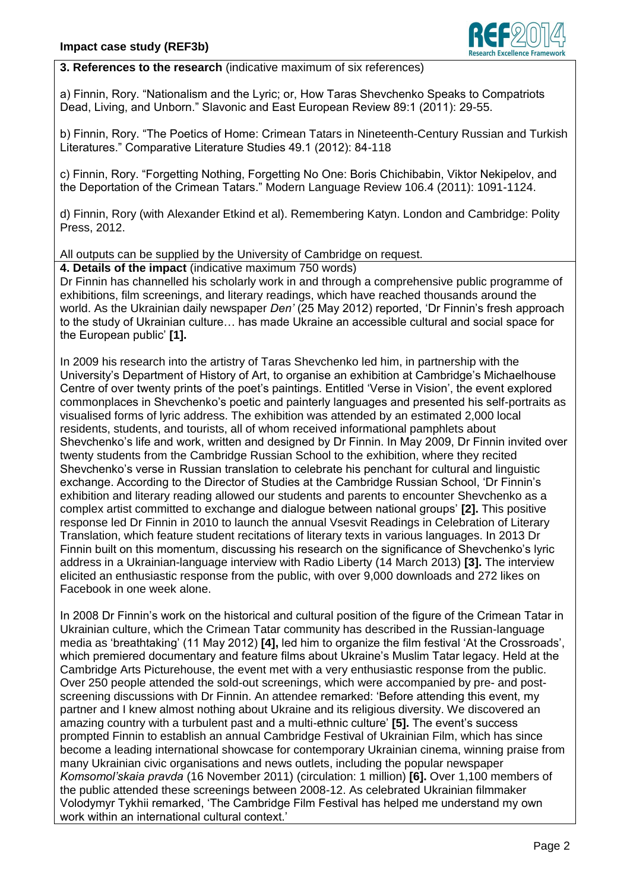**3. References to the research** (indicative maximum of six references)

a) Finnin, Rory. “Nationalism and the Lyric; or, How Taras Shevchenko Speaks to Compatriots Dead, Living, and Unborn.” Slavonic and East European Review 89:1 (2011): 29-55.

b) Finnin, Rory. “The Poetics of Home: Crimean Tatars in Nineteenth-Century Russian and Turkish Literatures.” Comparative Literature Studies 49.1 (2012): 84-118

c) Finnin, Rory. “Forgetting Nothing, Forgetting No One: Boris Chichibabin, Viktor Nekipelov, and the Deportation of the Crimean Tatars.” Modern Language Review 106.4 (2011): 1091-1124.

d) Finnin, Rory (with Alexander Etkind et al). Remembering Katyn. London and Cambridge: Polity Press, 2012.

All outputs can be supplied by the University of Cambridge on request.

**4. Details of the impact** (indicative maximum 750 words)

Dr Finnin has channelled his scholarly work in and through a comprehensive public programme of exhibitions, film screenings, and literary readings, which have reached thousands around the world. As the Ukrainian daily newspaper *Den'* (25 May 2012) reported, ‘Dr Finnin's fresh approach to the study of Ukrainian culture… has made Ukraine an accessible cultural and social space for the European public’ **[1].**

In 2009 his research into the artistry of Taras Shevchenko led him, in partnership with the University's Department of History of Art, to organise an exhibition at Cambridge's Michaelhouse Centre of over twenty prints of the poet's paintings. Entitled ‘Verse in Vision’, the event explored commonplaces in Shevchenko's poetic and painterly languages and presented his self-portraits as visualised forms of lyric address. The exhibition was attended by an estimated 2,000 local residents, students, and tourists, all of whom received informational pamphlets about Shevchenko's life and work, written and designed by Dr Finnin. In May 2009, Dr Finnin invited over twenty students from the Cambridge Russian School to the exhibition, where they recited Shevchenko's verse in Russian translation to celebrate his penchant for cultural and linguistic exchange. According to the Director of Studies at the Cambridge Russian School, ‘Dr Finnin's exhibition and literary reading allowed our students and parents to encounter Shevchenko as a complex artist committed to exchange and dialogue between national groups’ **[2].** This positive response led Dr Finnin in 2010 to launch the annual Vsesvit Readings in Celebration of Literary Translation, which feature student recitations of literary texts in various languages. In 2013 Dr Finnin built on this momentum, discussing his research on the significance of Shevchenko's lyric address in a Ukrainian-language interview with Radio Liberty (14 March 2013) **[3].** The interview elicited an enthusiastic response from the public, with over 9,000 downloads and 272 likes on Facebook in one week alone.

In 2008 Dr Finnin's work on the historical and cultural position of the figure of the Crimean Tatar in Ukrainian culture, which the Crimean Tatar community has described in the Russian-language media as ‘breathtaking’ (11 May 2012) **[4],** led him to organize the film festival ‘At the Crossroads’, which premiered documentary and feature films about Ukraine's Muslim Tatar legacy. Held at the Cambridge Arts Picturehouse, the event met with a very enthusiastic response from the public. Over 250 people attended the sold-out screenings, which were accompanied by pre- and post-screening discussions with Dr Finnin. An attendee remarked: ‘Before attending this event, my partner and I knew almost nothing about Ukraine and its religious diversity. We discovered an amazing country with a turbulent past and a multi-ethnic culture’ **[5].** The event's success prompted Finnin to establish an annual Cambridge Festival of Ukrainian Film, which has since become a leading international showcase for contemporary Ukrainian cinema, winning praise from many Ukrainian civic organisations and news outlets, including the popular newspaper *Komsomol'skaia pravda* (16 November 2011) (circulation: 1 million) **[6].** Over 1,100 members of the public attended these screenings between 2008-12. As celebrated Ukrainian filmmaker Volodymyr Tykhii remarked, ‘The Cambridge Film Festival has helped me understand my own work within an international cultural context.’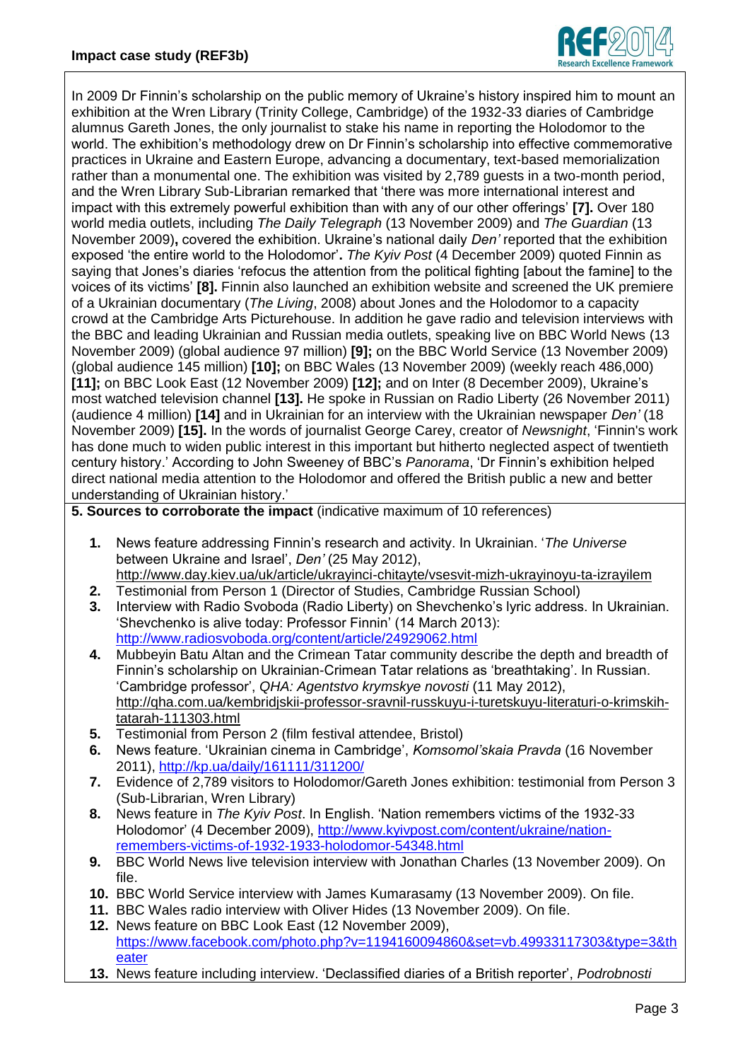In 2009 Dr Finnin's scholarship on the public memory of Ukraine's history inspired him to mount an exhibition at the Wren Library (Trinity College, Cambridge) of the 1932-33 diaries of Cambridge alumnus Gareth Jones, the only journalist to stake his name in reporting the Holodomor to the world. The exhibition's methodology drew on Dr Finnin's scholarship into effective commemorative practices in Ukraine and Eastern Europe, advancing a documentary, text-based memorialization rather than a monumental one. The exhibition was visited by 2,789 guests in a two-month period, and the Wren Library Sub-Librarian remarked that 'there was more international interest and impact with this extremely powerful exhibition than with any of our other offerings' **[7].** Over 180 world media outlets, including *The Daily Telegraph* (13 November 2009) and *The Guardian* (13 November 2009)**,** covered the exhibition. Ukraine's national daily *Den'* reported that the exhibition exposed 'the entire world to the Holodomor'**.** *The Kyiv Post* (4 December 2009) quoted Finnin as saying that Jones's diaries 'refocus the attention from the political fighting [about the famine] to the voices of its victims' **[8].** Finnin also launched an exhibition website and screened the UK premiere of a Ukrainian documentary (*The Living*, 2008) about Jones and the Holodomor to a capacity crowd at the Cambridge Arts Picturehouse. In addition he gave radio and television interviews with the BBC and leading Ukrainian and Russian media outlets, speaking live on BBC World News (13 November 2009) (global audience 97 million) **[9];** on the BBC World Service (13 November 2009) (global audience 145 million) **[10];** on BBC Wales (13 November 2009) (weekly reach 486,000) **[11];** on BBC Look East (12 November 2009) **[12];** and on Inter (8 December 2009), Ukraine's most watched television channel **[13].** He spoke in Russian on Radio Liberty (26 November 2011) (audience 4 million) **[14]** and in Ukrainian for an interview with the Ukrainian newspaper *Den'* (18 November 2009) **[15].** In the words of journalist George Carey, creator of *Newsnight*, 'Finnin's work has done much to widen public interest in this important but hitherto neglected aspect of twentieth century history.' According to John Sweeney of BBC's *Panorama*, 'Dr Finnin's exhibition helped direct national media attention to the Holodomor and offered the British public a new and better understanding of Ukrainian history.'

**5. Sources to corroborate the impact** (indicative maximum of 10 references)

1. News feature addressing Finnin's research and activity. In Ukrainian. '*The Universe* between Ukraine and Israel', *Den'* (25 May 2012), http://www.day.kiev.ua/uk/article/ukrayinci-chitayte/vsesvit-mizh-ukrayinoyu-ta-izrayilem
2. Testimonial from Person 1 (Director of Studies, Cambridge Russian School)
3. Interview with Radio Svoboda (Radio Liberty) on Shevchenko's lyric address. In Ukrainian. 'Shevchenko is alive today: Professor Finnin' (14 March 2013): http://www.radiosvoboda.org/content/article/24929062.html
4. Mubbeyin Batu Altan and the Crimean Tatar community describe the depth and breadth of Finnin's scholarship on Ukrainian-Crimean Tatar relations as 'breathtaking'. In Russian. 'Cambridge professor', *QHA: Agentstvo krymskye novosti* (11 May 2012), http://qha.com.ua/kembridjskii-professor-sravnil-russkuyu-i-turetskuyu-literaturi-o-krimskih-tatarah-111303.html
5. Testimonial from Person 2 (film festival attendee, Bristol)
6. News feature. 'Ukrainian cinema in Cambridge', *Komsomol'skaia Pravda* (16 November 2011), http://kp.ua/daily/161111/311200/
7. Evidence of 2,789 visitors to Holodomor/Gareth Jones exhibition: testimonial from Person 3 (Sub-Librarian, Wren Library)
8. News feature in *The Kyiv Post*. In English. 'Nation remembers victims of the 1932-33 Holodomor' (4 December 2009), http://www.kyivpost.com/content/ukraine/nation-remembers-victims-of-1932-1933-holodomor-54348.html
9. BBC World News live television interview with Jonathan Charles (13 November 2009). On file.
10. BBC World Service interview with James Kumarasamy (13 November 2009). On file.
11. BBC Wales radio interview with Oliver Hides (13 November 2009). On file.
12. News feature on BBC Look East (12 November 2009), https://www.facebook.com/photo.php?v=1194160094860&set=vb.49933117303&type=3&theater
13. News feature including interview. 'Declassified diaries of a British reporter', *Podrobnosti*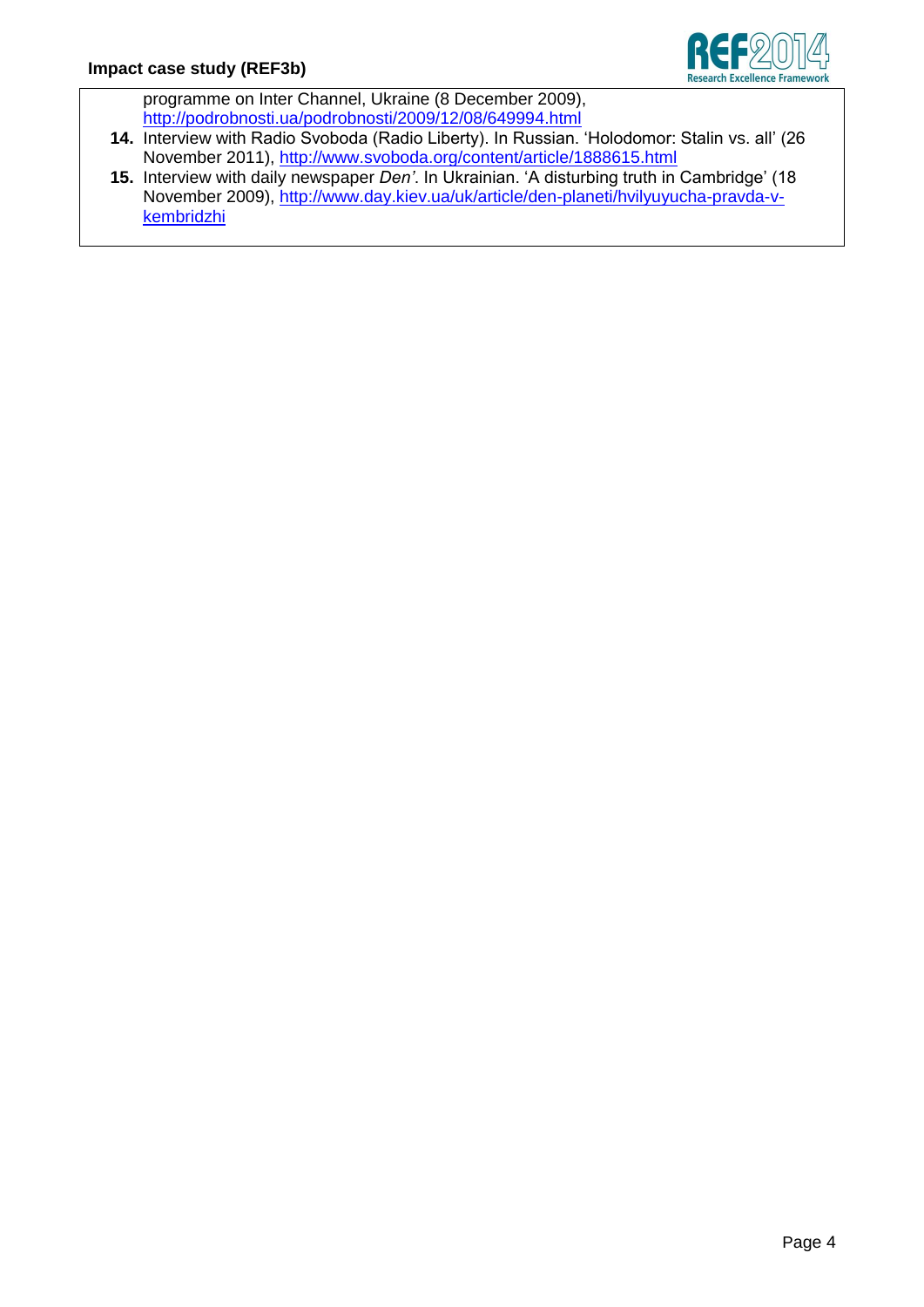programme on Inter Channel, Ukraine (8 December 2009), http://podrobnosti.ua/podrobnosti/2009/12/08/649994.html

14. Interview with Radio Svoboda (Radio Liberty). In Russian. 'Holodomor: Stalin vs. all' (26 November 2011), http://www.svoboda.org/content/article/1888615.html
15. Interview with daily newspaper *Den'*. In Ukrainian. 'A disturbing truth in Cambridge' (18 November 2009), http://www.day.kiev.ua/uk/article/den-planeti/hvilyuyucha-pravda-v-kembridzhi